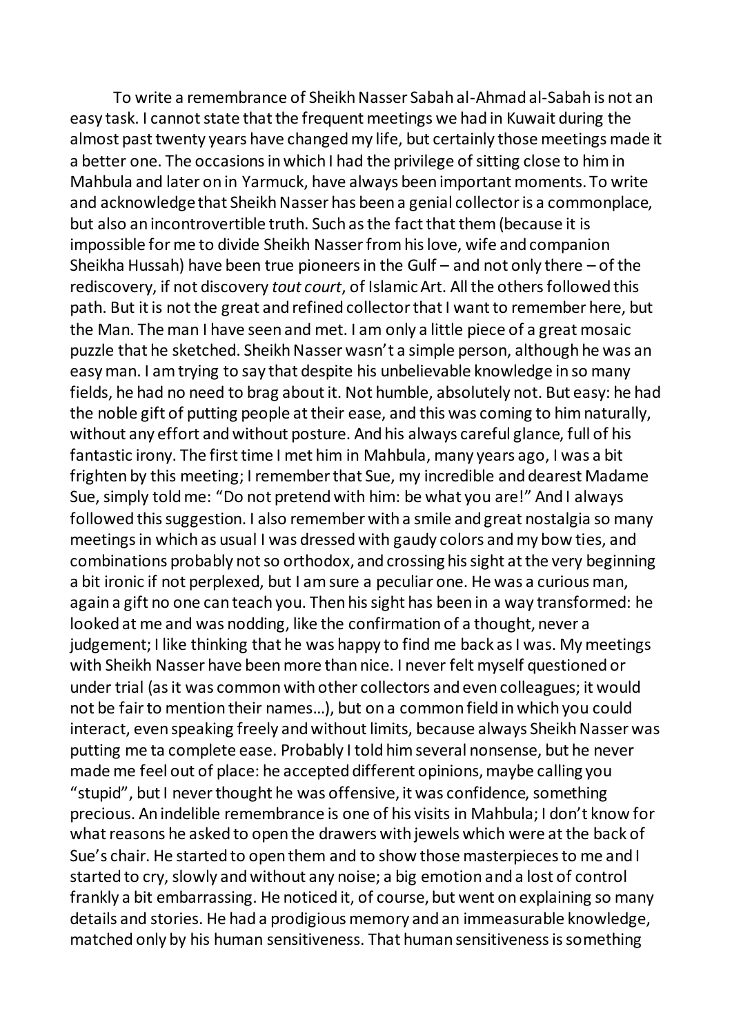To write a remembrance of Sheikh Nasser Sabah al-Ahmad al-Sabah is not an easy task. I cannot state that the frequent meetings we had in Kuwait during the almost past twenty years have changed my life, but certainly those meetings made it a better one. The occasions in which I had the privilege of sitting close to him in Mahbula and later on in Yarmuck, have always been important moments. To write and acknowledge that Sheikh Nasser has been a genial collector is a commonplace, but also an incontrovertible truth. Such as the fact that them (because it is impossible for me to divide Sheikh Nasser from his love, wife and companion Sheikha Hussah) have been true pioneers in the Gulf – and not only there – of the rediscovery, if not discovery *tout court*, of Islamic Art. All the others followed this path. But it is not the great and refined collector that I want to remember here, but the Man. The man I have seen and met. I am only a little piece of a great mosaic puzzle that he sketched. Sheikh Nasser wasn't a simple person, although he was an easy man. I am trying to say that despite his unbelievable knowledge in so many fields, he had no need to brag about it. Not humble, absolutely not. But easy: he had the noble gift of putting people at their ease, and this was coming to him naturally, without any effort and without posture. And his always careful glance, full of his fantastic irony. The first time I met him in Mahbula, many years ago, I was a bit frighten by this meeting; I remember that Sue, my incredible and dearest Madame Sue, simply told me: "Do not pretend with him: be what you are!" And I always followed this suggestion. I also remember with a smile and great nostalgia so many meetings in which as usual I was dressed with gaudy colors and my bow ties, and combinations probably not so orthodox, and crossing his sight at the very beginning a bit ironic if not perplexed, but I am sure a peculiar one. He was a curious man, again a gift no one can teach you. Then his sight has been in a way transformed: he looked at me and was nodding, like the confirmation of a thought, never a judgement; I like thinking that he was happy to find me back as I was. My meetings with Sheikh Nasser have been more than nice. I never felt myself questioned or under trial (as it was common with other collectors and even colleagues; it would not be fair to mention their names…), but on a common field in which you could interact, even speaking freely and without limits, because always Sheikh Nasser was putting me ta complete ease. Probably I told him several nonsense, but he never made me feel out of place: he accepted different opinions, maybe calling you "stupid", but I never thought he was offensive, it was confidence, something precious. An indelible remembrance is one of his visits in Mahbula; I don't know for what reasons he asked to open the drawers with jewels which were at the back of Sue's chair. He started to open them and to show those masterpieces to me and I started to cry, slowly and without any noise; a big emotion and a lost of control frankly a bit embarrassing. He noticed it, of course, but went on explaining so many details and stories. He had a prodigious memory and an immeasurable knowledge, matched only by his human sensitiveness. That human sensitiveness is something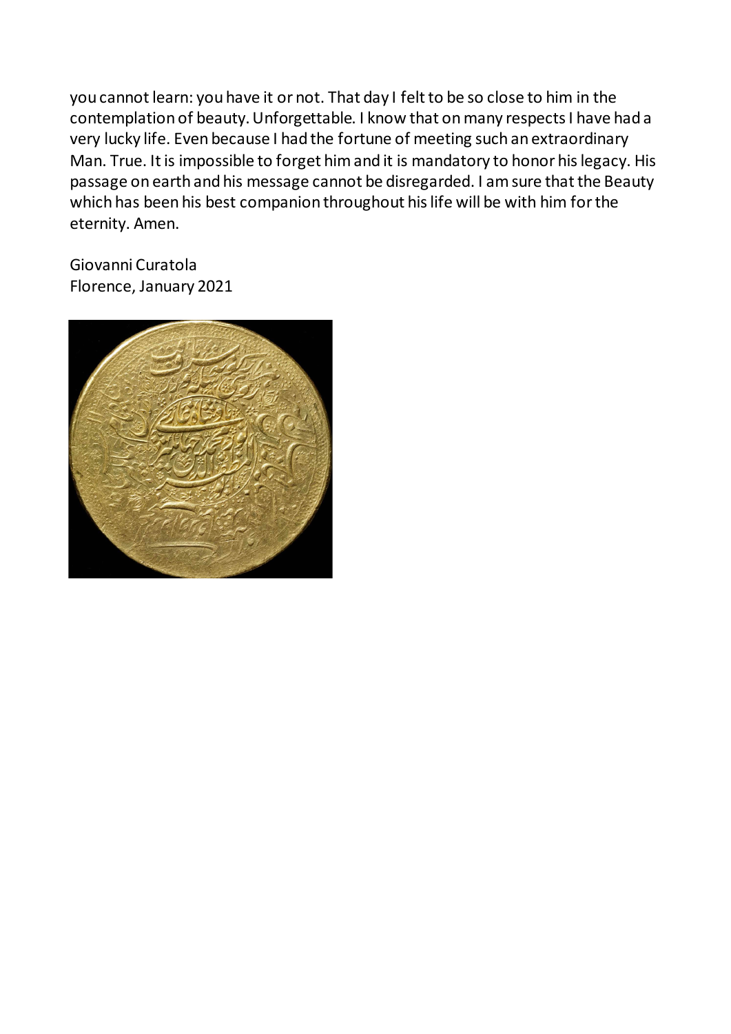you cannot learn: you have it or not. That day I felt to be so close to him in the contemplation of beauty. Unforgettable. I know that on many respects I have had a very lucky life. Even because I had the fortune of meeting such an extraordinary Man. True. It is impossible to forget him and it is mandatory to honor his legacy. His passage on earth and his message cannot be disregarded. I am sure that the Beauty which has been his best companion throughout his life will be with him for the eternity. Amen.

Giovanni Curatola
Florence, January 2021